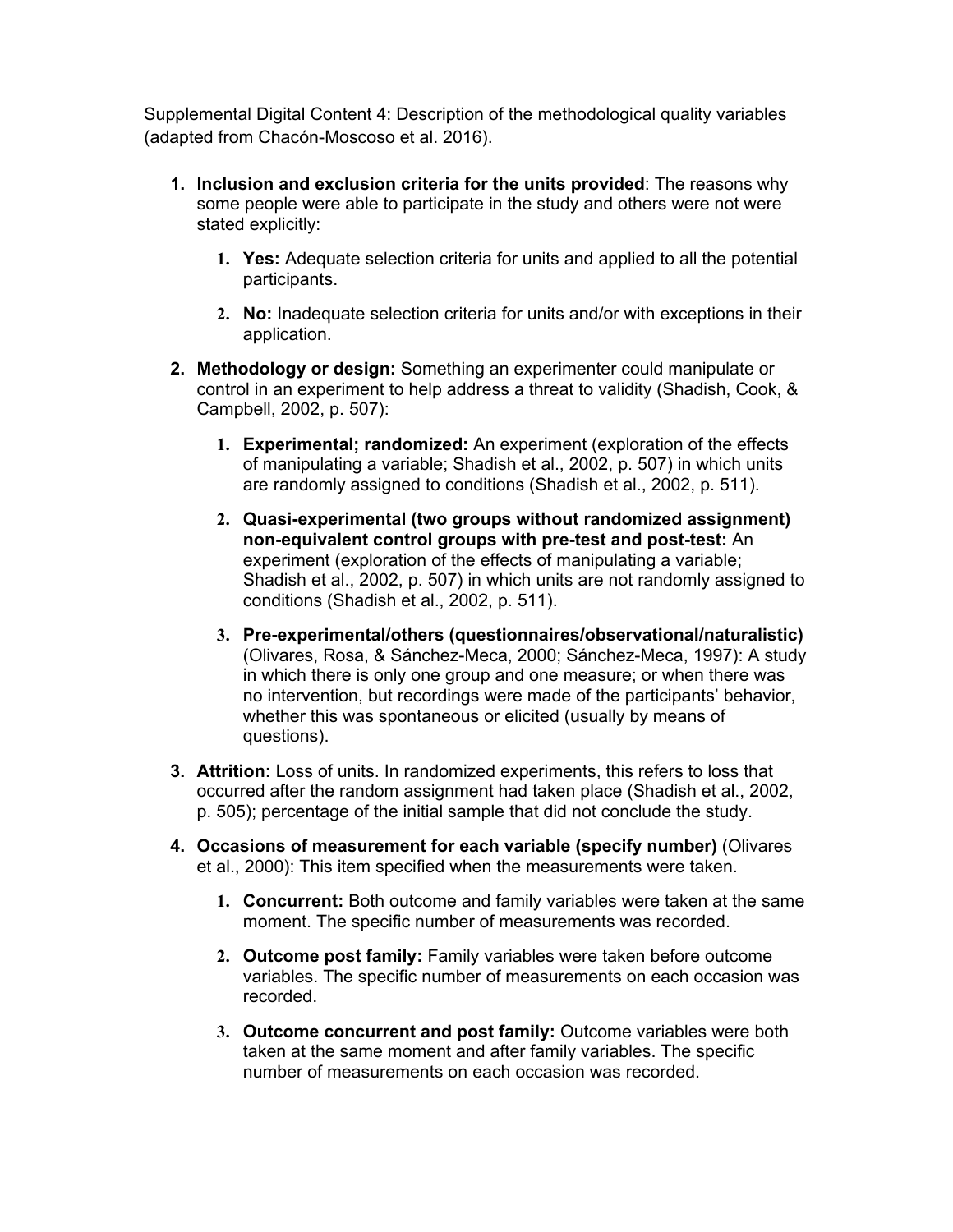Supplemental Digital Content 4: Description of the methodological quality variables (adapted from Chacón-Moscoso et al. 2016).

1. **Inclusion and exclusion criteria for the units provided**: The reasons why some people were able to participate in the study and others were not were stated explicitly:

    1. **Yes:** Adequate selection criteria for units and applied to all the potential participants.

    2. **No:** Inadequate selection criteria for units and/or with exceptions in their application.

2. **Methodology or design:** Something an experimenter could manipulate or control in an experiment to help address a threat to validity (Shadish, Cook, & Campbell, 2002, p. 507):

    1. **Experimental; randomized:** An experiment (exploration of the effects of manipulating a variable; Shadish et al., 2002, p. 507) in which units are randomly assigned to conditions (Shadish et al., 2002, p. 511).

    2. **Quasi-experimental (two groups without randomized assignment) non-equivalent control groups with pre-test and post-test:** An experiment (exploration of the effects of manipulating a variable; Shadish et al., 2002, p. 507) in which units are not randomly assigned to conditions (Shadish et al., 2002, p. 511).

    3. **Pre-experimental/others (questionnaires/observational/naturalistic)** (Olivares, Rosa, & Sánchez-Meca, 2000; Sánchez-Meca, 1997): A study in which there is only one group and one measure; or when there was no intervention, but recordings were made of the participants' behavior, whether this was spontaneous or elicited (usually by means of questions).

3. **Attrition:** Loss of units. In randomized experiments, this refers to loss that occurred after the random assignment had taken place (Shadish et al., 2002, p. 505); percentage of the initial sample that did not conclude the study.

4. **Occasions of measurement for each variable (specify number)** (Olivares et al., 2000): This item specified when the measurements were taken.

    1. **Concurrent:** Both outcome and family variables were taken at the same moment. The specific number of measurements was recorded.

    2. **Outcome post family:** Family variables were taken before outcome variables. The specific number of measurements on each occasion was recorded.

    3. **Outcome concurrent and post family:** Outcome variables were both taken at the same moment and after family variables. The specific number of measurements on each occasion was recorded.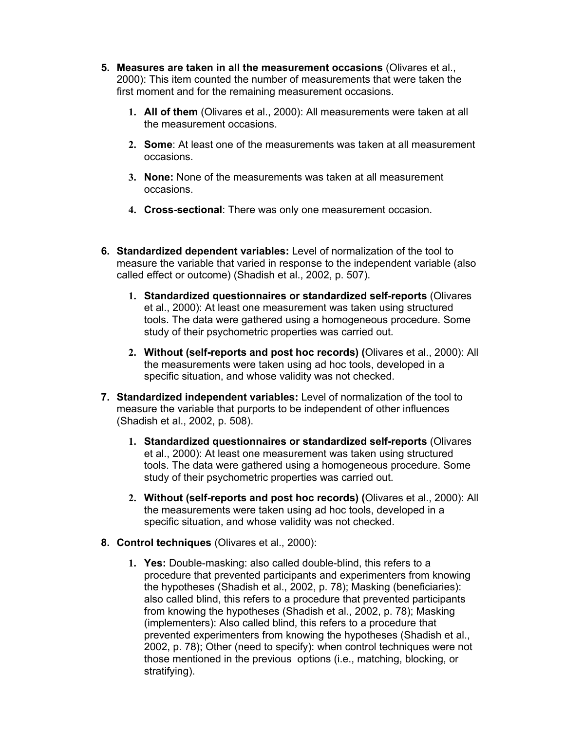5. **Measures are taken in all the measurement occasions** (Olivares et al., 2000): This item counted the number of measurements that were taken the first moment and for the remaining measurement occasions.

    1. **All of them** (Olivares et al., 2000): All measurements were taken at all the measurement occasions.

    2. **Some**: At least one of the measurements was taken at all measurement occasions.

    3. **None:** None of the measurements was taken at all measurement occasions.

    4. **Cross-sectional**: There was only one measurement occasion.

6. **Standardized dependent variables:** Level of normalization of the tool to measure the variable that varied in response to the independent variable (also called effect or outcome) (Shadish et al., 2002, p. 507).

    1. **Standardized questionnaires or standardized self-reports** (Olivares et al., 2000): At least one measurement was taken using structured tools. The data were gathered using a homogeneous procedure. Some study of their psychometric properties was carried out.

    2. **Without (self-reports and post hoc records) (**Olivares et al., 2000): All the measurements were taken using ad hoc tools, developed in a specific situation, and whose validity was not checked.

7. **Standardized independent variables:** Level of normalization of the tool to measure the variable that purports to be independent of other influences (Shadish et al., 2002, p. 508).

    1. **Standardized questionnaires or standardized self-reports** (Olivares et al., 2000): At least one measurement was taken using structured tools. The data were gathered using a homogeneous procedure. Some study of their psychometric properties was carried out.

    2. **Without (self-reports and post hoc records) (**Olivares et al., 2000): All the measurements were taken using ad hoc tools, developed in a specific situation, and whose validity was not checked.

8. **Control techniques** (Olivares et al., 2000):

    1. **Yes:** Double-masking: also called double-blind, this refers to a procedure that prevented participants and experimenters from knowing the hypotheses (Shadish et al., 2002, p. 78); Masking (beneficiaries): also called blind, this refers to a procedure that prevented participants from knowing the hypotheses (Shadish et al., 2002, p. 78); Masking (implementers): Also called blind, this refers to a procedure that prevented experimenters from knowing the hypotheses (Shadish et al., 2002, p. 78); Other (need to specify): when control techniques were not those mentioned in the previous options (i.e., matching, blocking, or stratifying).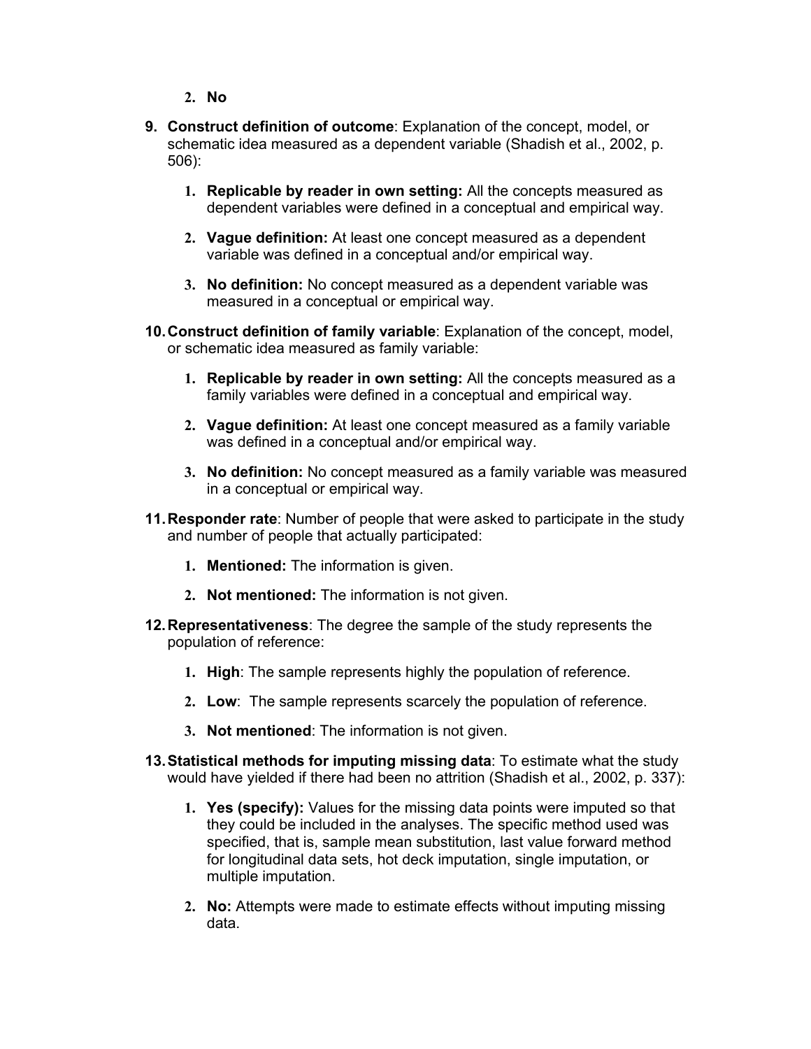2. **No**

9. **Construct definition of outcome**: Explanation of the concept, model, or schematic idea measured as a dependent variable (Shadish et al., 2002, p. 506):

    1. **Replicable by reader in own setting:** All the concepts measured as dependent variables were defined in a conceptual and empirical way.

    2. **Vague definition:** At least one concept measured as a dependent variable was defined in a conceptual and/or empirical way.

    3. **No definition:** No concept measured as a dependent variable was measured in a conceptual or empirical way.

10. **Construct definition of family variable**: Explanation of the concept, model, or schematic idea measured as family variable:

    1. **Replicable by reader in own setting:** All the concepts measured as a family variables were defined in a conceptual and empirical way.

    2. **Vague definition:** At least one concept measured as a family variable was defined in a conceptual and/or empirical way.

    3. **No definition:** No concept measured as a family variable was measured in a conceptual or empirical way.

11. **Responder rate**: Number of people that were asked to participate in the study and number of people that actually participated:

    1. **Mentioned:** The information is given.

    2. **Not mentioned:** The information is not given.

12. **Representativeness**: The degree the sample of the study represents the population of reference:

    1. **High**: The sample represents highly the population of reference.

    2. **Low**: The sample represents scarcely the population of reference.

    3. **Not mentioned**: The information is not given.

13. **Statistical methods for imputing missing data**: To estimate what the study would have yielded if there had been no attrition (Shadish et al., 2002, p. 337):

    1. **Yes (specify):** Values for the missing data points were imputed so that they could be included in the analyses. The specific method used was specified, that is, sample mean substitution, last value forward method for longitudinal data sets, hot deck imputation, single imputation, or multiple imputation.

    2. **No:** Attempts were made to estimate effects without imputing missing data.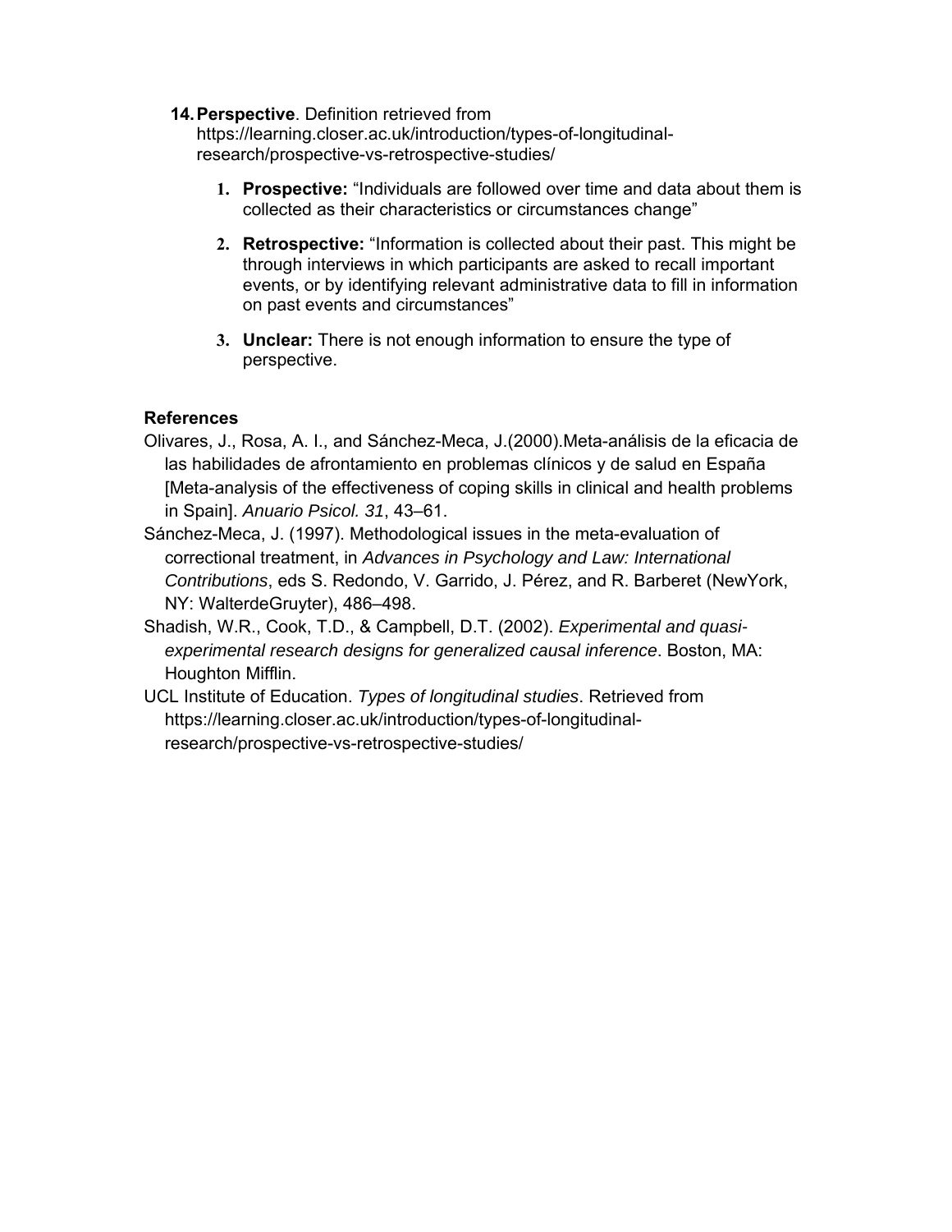14. **Perspective**. Definition retrieved from https://learning.closer.ac.uk/introduction/types-of-longitudinal-research/prospective-vs-retrospective-studies/

    1. **Prospective:** "Individuals are followed over time and data about them is collected as their characteristics or circumstances change"

    2. **Retrospective:** "Information is collected about their past. This might be through interviews in which participants are asked to recall important events, or by identifying relevant administrative data to fill in information on past events and circumstances"

    3. **Unclear:** There is not enough information to ensure the type of perspective.

**References**

Olivares, J., Rosa, A. I., and Sánchez-Meca, J.(2000).Meta-análisis de la eficacia de las habilidades de afrontamiento en problemas clínicos y de salud en España [Meta-analysis of the effectiveness of coping skills in clinical and health problems in Spain]. *Anuario Psicol. 31*, 43–61.

Sánchez-Meca, J. (1997). Methodological issues in the meta-evaluation of correctional treatment, in *Advances in Psychology and Law: International Contributions*, eds S. Redondo, V. Garrido, J. Pérez, and R. Barberet (NewYork, NY: WalterdeGruyter), 486–498.

Shadish, W.R., Cook, T.D., & Campbell, D.T. (2002). *Experimental and quasi-experimental research designs for generalized causal inference*. Boston, MA: Houghton Mifflin.

UCL Institute of Education. *Types of longitudinal studies*. Retrieved from https://learning.closer.ac.uk/introduction/types-of-longitudinal-research/prospective-vs-retrospective-studies/